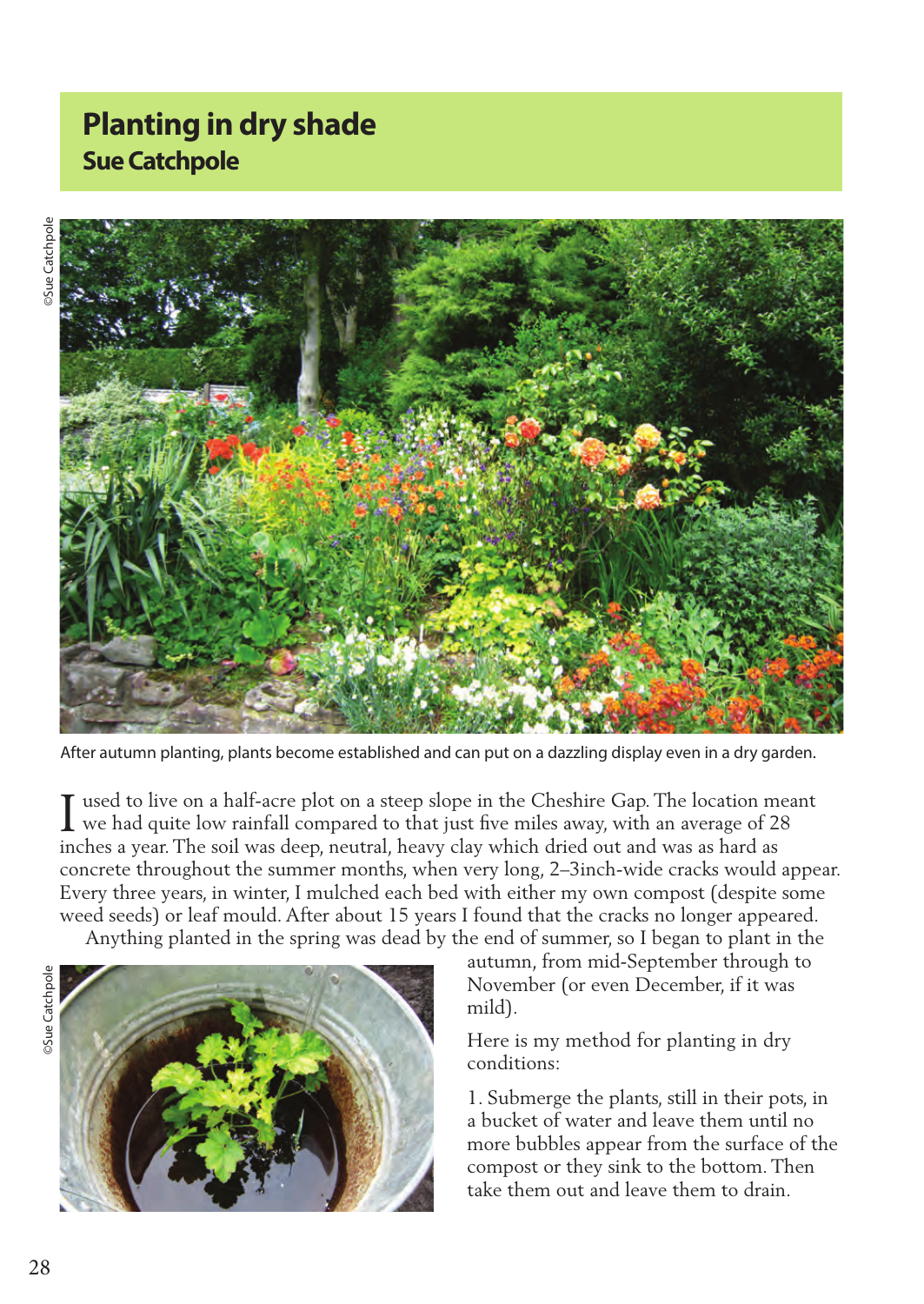# Planting in dry shade

## Sue Catchpole

After autumn planting, plants become established and can put on a dazzling display even in a dry garden.

I used to live on a half-acre plot on a steep slope in the Cheshire Gap. The location meant we had quite low rainfall compared to that just five miles away, with an average of 28 inches a year. The soil was deep, neutral, heavy clay which dried out and was as hard as concrete throughout the summer months, when very long, 2–3inch-wide cracks would appear. Every three years, in winter, I mulched each bed with either my own compost (despite some weed seeds) or leaf mould. After about 15 years I found that the cracks no longer appeared.

Anything planted in the spring was dead by the end of summer, so I began to plant in the autumn, from mid-September through to November (or even December, if it was mild).

Here is my method for planting in dry conditions:

1. Submerge the plants, still in their pots, in a bucket of water and leave them until no more bubbles appear from the surface of the compost or they sink to the bottom. Then take them out and leave them to drain.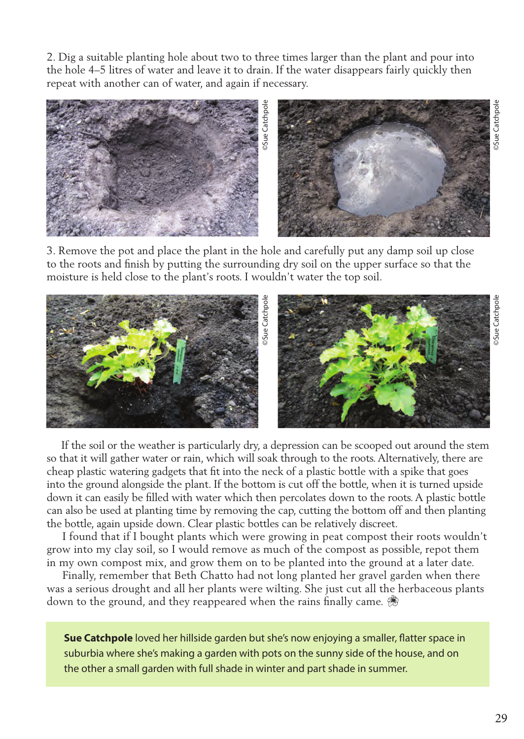2. Dig a suitable planting hole about two to three times larger than the plant and pour into the hole 4–5 litres of water and leave it to drain. If the water disappears fairly quickly then repeat with another can of water, and again if necessary.

©Sue Catchpole

©Sue Catchpole

3. Remove the pot and place the plant in the hole and carefully put any damp soil up close to the roots and finish by putting the surrounding dry soil on the upper surface so that the moisture is held close to the plant's roots. I wouldn't water the top soil.

©Sue Catchpole

©Sue Catchpole

If the soil or the weather is particularly dry, a depression can be scooped out around the stem so that it will gather water or rain, which will soak through to the roots. Alternatively, there are cheap plastic watering gadgets that fit into the neck of a plastic bottle with a spike that goes into the ground alongside the plant. If the bottom is cut off the bottle, when it is turned upside down it can easily be filled with water which then percolates down to the roots. A plastic bottle can also be used at planting time by removing the cap, cutting the bottom off and then planting the bottle, again upside down. Clear plastic bottles can be relatively discreet.

I found that if I bought plants which were growing in peat compost their roots wouldn't grow into my clay soil, so I would remove as much of the compost as possible, repot them in my own compost mix, and grow them on to be planted into the ground at a later date.

Finally, remember that Beth Chatto had not long planted her gravel garden when there was a serious drought and all her plants were wilting. She just cut all the herbaceous plants down to the ground, and they reappeared when the rains finally came. ❀

**Sue Catchpole** loved her hillside garden but she's now enjoying a smaller, flatter space in suburbia where she's making a garden with pots on the sunny side of the house, and on the other a small garden with full shade in winter and part shade in summer.